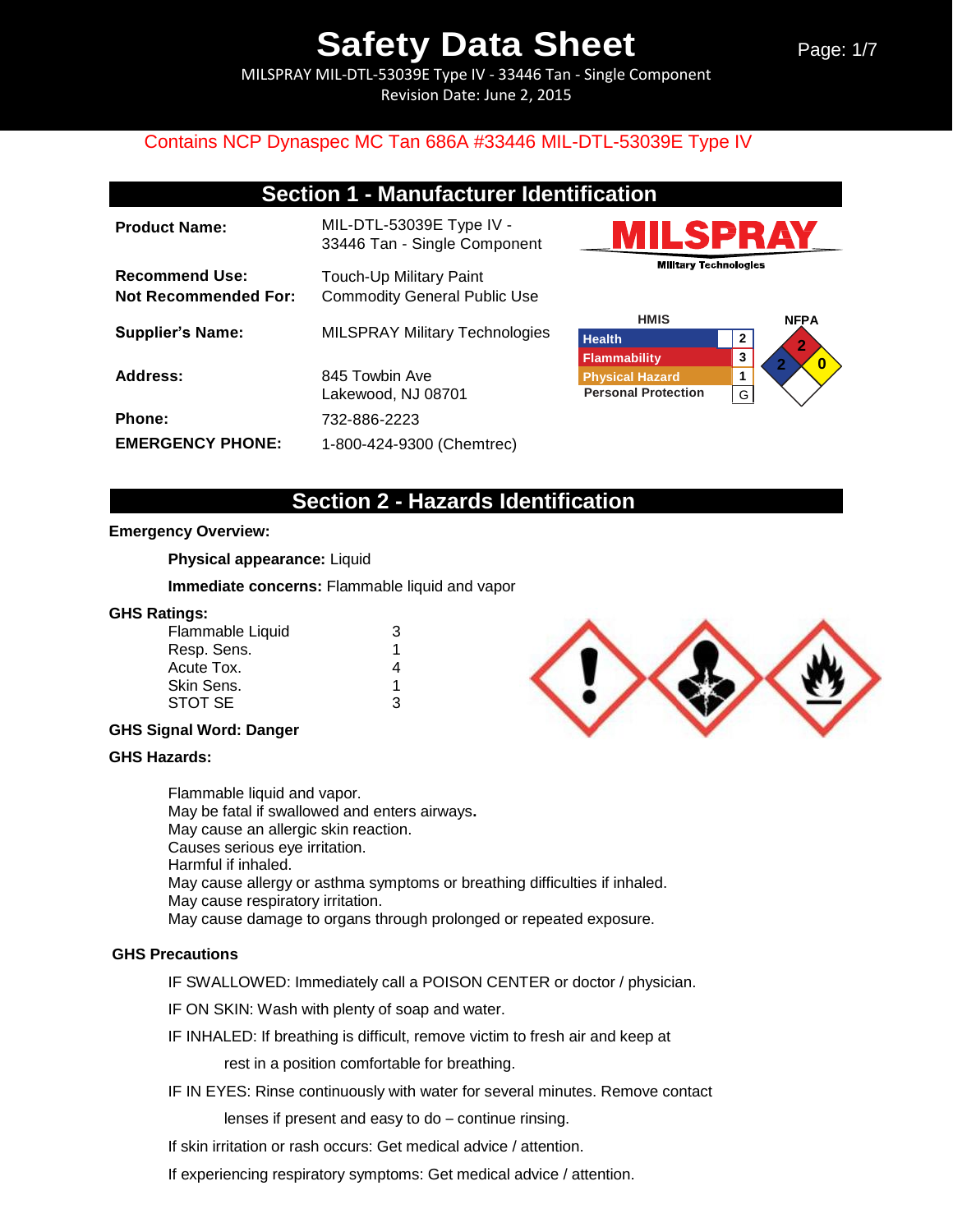# Safety Data Sheet

MILSPRAY MIL-DTL-53039E Type IV - 33446 Tan - Single Component
Revision Date: June 2, 2015

Contains NCP Dynaspec MC Tan 686A #33446 MIL-DTL-53039E Type IV

## Section 1 - Manufacturer Identification

**Product Name:** MIL-DTL-53039E Type IV - 33446 Tan - Single Component

**Recommend Use:** Touch-Up Military Paint
**Not Recommended For:** Commodity General Public Use

**Supplier's Name:** MILSPRAY Military Technologies

**Address:** 845 Towbin Ave
Lakewood, NJ 08701

**Phone:** 732-886-2223

**EMERGENCY PHONE:** 1-800-424-9300 (Chemtrec)

MILSPRAY
Military Technologies

| HMIS | |
|---|---|
| Health | 2 |
| Flammability | 3 |
| Physical Hazard | 1 |
| Personal Protection | G |

NFPA: Health 2, Flammability 2, Reactivity 0

## Section 2 - Hazards Identification

**Emergency Overview:**

**Physical appearance:** Liquid

**Immediate concerns:** Flammable liquid and vapor

**GHS Ratings:**

| | |
|---|---|
| Flammable Liquid | 3 |
| Resp. Sens. | 1 |
| Acute Tox. | 4 |
| Skin Sens. | 1 |
| STOT SE | 3 |

**GHS Signal Word: Danger**

**GHS Hazards:**

Flammable liquid and vapor.
May be fatal if swallowed and enters airways**.**
May cause an allergic skin reaction.
Causes serious eye irritation.
Harmful if inhaled.
May cause allergy or asthma symptoms or breathing difficulties if inhaled.
May cause respiratory irritation.
May cause damage to organs through prolonged or repeated exposure.

**GHS Precautions**

IF SWALLOWED: Immediately call a POISON CENTER or doctor / physician.

IF ON SKIN: Wash with plenty of soap and water.

IF INHALED: If breathing is difficult, remove victim to fresh air and keep at rest in a position comfortable for breathing.

IF IN EYES: Rinse continuously with water for several minutes. Remove contact lenses if present and easy to do – continue rinsing.

If skin irritation or rash occurs: Get medical advice / attention.

If experiencing respiratory symptoms: Get medical advice / attention.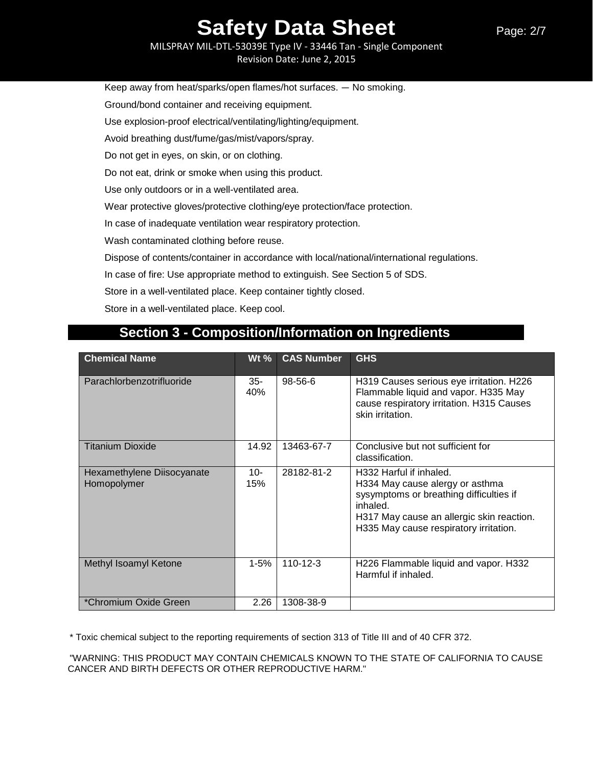Keep away from heat/sparks/open flames/hot surfaces. — No smoking.

Ground/bond container and receiving equipment.

Use explosion-proof electrical/ventilating/lighting/equipment.

Avoid breathing dust/fume/gas/mist/vapors/spray.

Do not get in eyes, on skin, or on clothing.

Do not eat, drink or smoke when using this product.

Use only outdoors or in a well-ventilated area.

Wear protective gloves/protective clothing/eye protection/face protection.

In case of inadequate ventilation wear respiratory protection.

Wash contaminated clothing before reuse.

Dispose of contents/container in accordance with local/national/international regulations.

In case of fire: Use appropriate method to extinguish. See Section 5 of SDS.

Store in a well-ventilated place. Keep container tightly closed.

Store in a well-ventilated place. Keep cool.

## Section 3 - Composition/Information on Ingredients

| Chemical Name | Wt % | CAS Number | GHS |
|---|---|---|---|
| Parachlorbenzotrifluoride | 35-40% | 98-56-6 | H319 Causes serious eye irritation. H226 Flammable liquid and vapor. H335 May cause respiratory irritation. H315 Causes skin irritation. |
| Titanium Dioxide | 14.92 | 13463-67-7 | Conclusive but not sufficient for classification. |
| Hexamethylene Diisocyanate Homopolymer | 10-15% | 28182-81-2 | H332 Harful if inhaled. H334 May cause alergy or asthma sysymptoms or breathing difficulties if inhaled. H317 May cause an allergic skin reaction. H335 May cause respiratory irritation. |
| Methyl Isoamyl Ketone | 1-5% | 110-12-3 | H226 Flammable liquid and vapor. H332 Harmful if inhaled. |
| *Chromium Oxide Green | 2.26 | 1308-38-9 | |

* Toxic chemical subject to the reporting requirements of section 313 of Title III and of 40 CFR 372.

"WARNING: THIS PRODUCT MAY CONTAIN CHEMICALS KNOWN TO THE STATE OF CALIFORNIA TO CAUSE CANCER AND BIRTH DEFECTS OR OTHER REPRODUCTIVE HARM."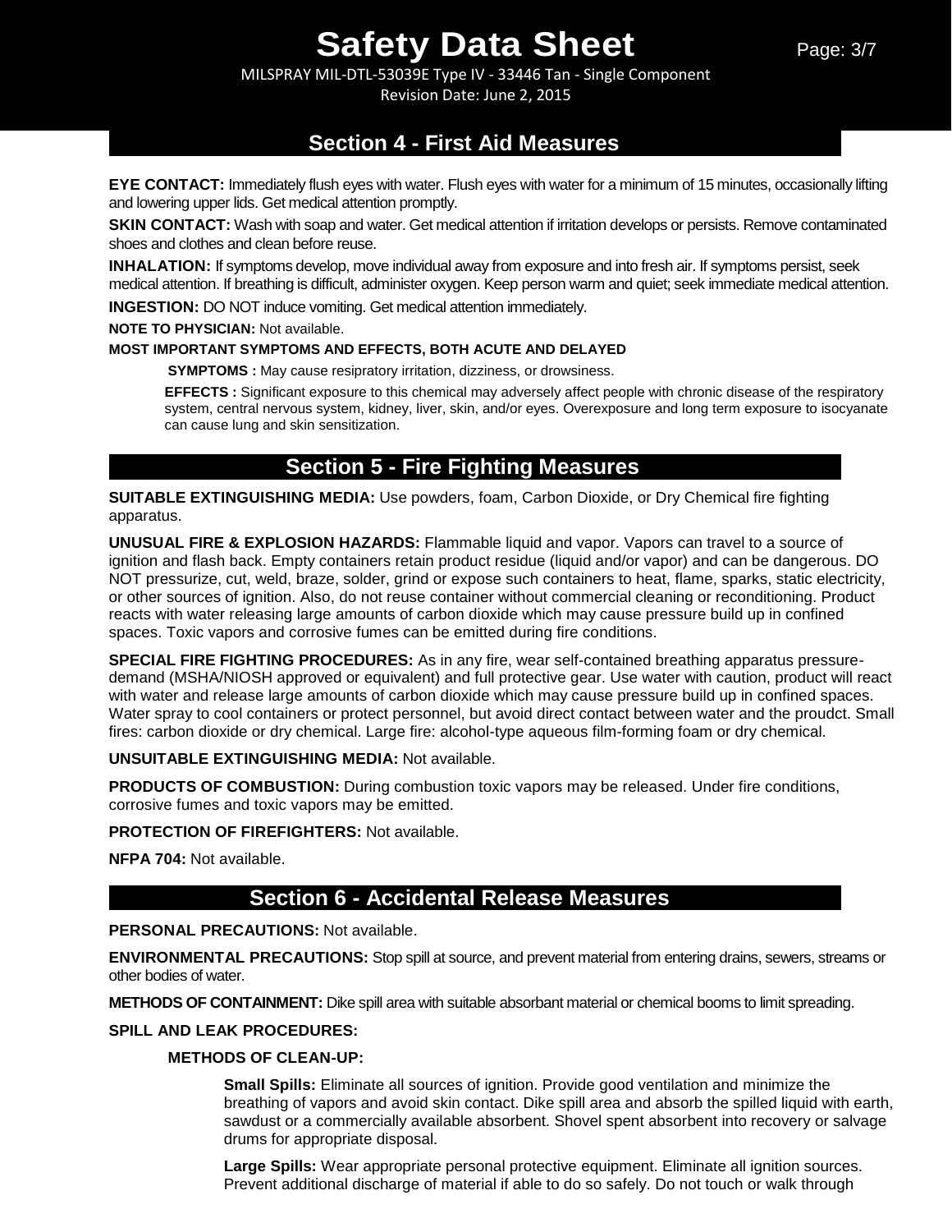## Section 4 - First Aid Measures

**EYE CONTACT:** Immediately flush eyes with water. Flush eyes with water for a minimum of 15 minutes, occasionally lifting and lowering upper lids. Get medical attention promptly.

**SKIN CONTACT:** Wash with soap and water. Get medical attention if irritation develops or persists. Remove contaminated shoes and clothes and clean before reuse.

**INHALATION:** If symptoms develop, move individual away from exposure and into fresh air. If symptoms persist, seek medical attention. If breathing is difficult, administer oxygen. Keep person warm and quiet; seek immediate medical attention.

**INGESTION:** DO NOT induce vomiting. Get medical attention immediately.

**NOTE TO PHYSICIAN:** Not available.

**MOST IMPORTANT SYMPTOMS AND EFFECTS, BOTH ACUTE AND DELAYED**

**SYMPTOMS :** May cause resipratory irritation, dizziness, or drowsiness.

**EFFECTS :** Significant exposure to this chemical may adversely affect people with chronic disease of the respiratory system, central nervous system, kidney, liver, skin, and/or eyes. Overexposure and long term exposure to isocyanate can cause lung and skin sensitization.

## Section 5 - Fire Fighting Measures

**SUITABLE EXTINGUISHING MEDIA:** Use powders, foam, Carbon Dioxide, or Dry Chemical fire fighting apparatus.

**UNUSUAL FIRE & EXPLOSION HAZARDS:** Flammable liquid and vapor. Vapors can travel to a source of ignition and flash back. Empty containers retain product residue (liquid and/or vapor) and can be dangerous. DO NOT pressurize, cut, weld, braze, solder, grind or expose such containers to heat, flame, sparks, static electricity, or other sources of ignition. Also, do not reuse container without commercial cleaning or reconditioning. Product reacts with water releasing large amounts of carbon dioxide which may cause pressure build up in confined spaces. Toxic vapors and corrosive fumes can be emitted during fire conditions.

**SPECIAL FIRE FIGHTING PROCEDURES:** As in any fire, wear self-contained breathing apparatus pressure-demand (MSHA/NIOSH approved or equivalent) and full protective gear. Use water with caution, product will react with water and release large amounts of carbon dioxide which may cause pressure build up in confined spaces. Water spray to cool containers or protect personnel, but avoid direct contact between water and the proudct. Small fires: carbon dioxide or dry chemical. Large fire: alcohol-type aqueous film-forming foam or dry chemical.

**UNSUITABLE EXTINGUISHING MEDIA:** Not available.

**PRODUCTS OF COMBUSTION:** During combustion toxic vapors may be released. Under fire conditions, corrosive fumes and toxic vapors may be emitted.

**PROTECTION OF FIREFIGHTERS:** Not available.

**NFPA 704:** Not available.

## Section 6 - Accidental Release Measures

**PERSONAL PRECAUTIONS:** Not available.

**ENVIRONMENTAL PRECAUTIONS:** Stop spill at source, and prevent material from entering drains, sewers, streams or other bodies of water.

**METHODS OF CONTAINMENT:** Dike spill area with suitable absorbant material or chemical booms to limit spreading.

**SPILL AND LEAK PROCEDURES:**

**METHODS OF CLEAN-UP:**

**Small Spills:** Eliminate all sources of ignition. Provide good ventilation and minimize the breathing of vapors and avoid skin contact. Dike spill area and absorb the spilled liquid with earth, sawdust or a commercially available absorbent. Shovel spent absorbent into recovery or salvage drums for appropriate disposal.

**Large Spills:** Wear appropriate personal protective equipment. Eliminate all ignition sources. Prevent additional discharge of material if able to do so safely. Do not touch or walk through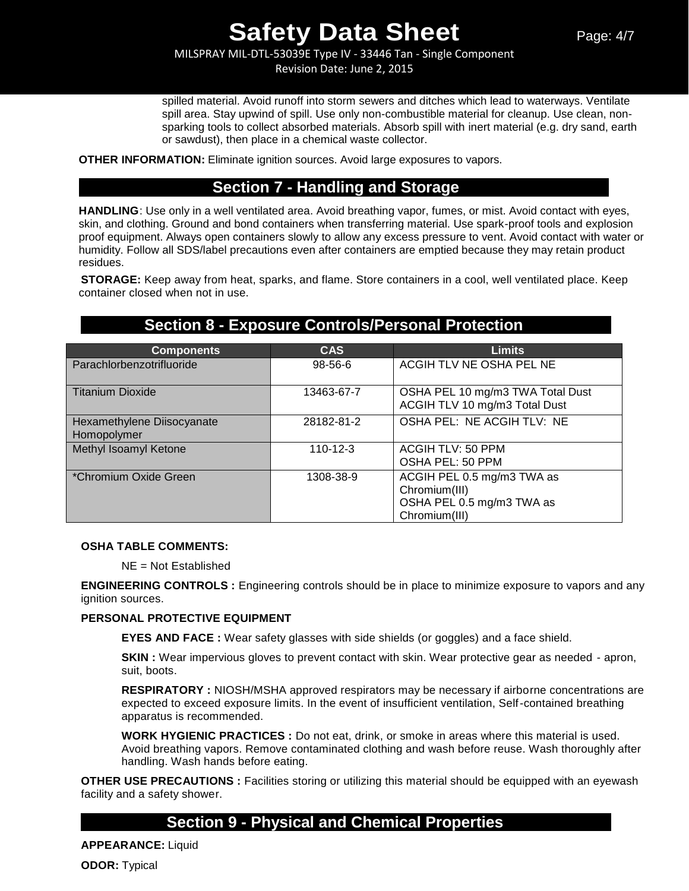spilled material. Avoid runoff into storm sewers and ditches which lead to waterways. Ventilate spill area. Stay upwind of spill. Use only non-combustible material for cleanup. Use clean, non-sparking tools to collect absorbed materials. Absorb spill with inert material (e.g. dry sand, earth or sawdust), then place in a chemical waste collector.

**OTHER INFORMATION:** Eliminate ignition sources. Avoid large exposures to vapors.

## Section 7 - Handling and Storage

**HANDLING**: Use only in a well ventilated area. Avoid breathing vapor, fumes, or mist. Avoid contact with eyes, skin, and clothing. Ground and bond containers when transferring material. Use spark-proof tools and explosion proof equipment. Always open containers slowly to allow any excess pressure to vent. Avoid contact with water or humidity. Follow all SDS/label precautions even after containers are emptied because they may retain product residues.

**STORAGE:** Keep away from heat, sparks, and flame. Store containers in a cool, well ventilated place. Keep container closed when not in use.

## Section 8 - Exposure Controls/Personal Protection

| Components | CAS | Limits |
|---|---|---|
| Parachlorbenzotrifluoride | 98-56-6 | ACGIH TLV NE OSHA PEL NE |
| Titanium Dioxide | 13463-67-7 | OSHA PEL 10 mg/m3 TWA Total Dust<br>ACGIH TLV 10 mg/m3 Total Dust |
| Hexamethylene Diisocyanate Homopolymer | 28182-81-2 | OSHA PEL: NE ACGIH TLV: NE |
| Methyl Isoamyl Ketone | 110-12-3 | ACGIH TLV: 50 PPM<br>OSHA PEL: 50 PPM |
| *Chromium Oxide Green | 1308-38-9 | ACGIH PEL 0.5 mg/m3 TWA as Chromium(III)<br>OSHA PEL 0.5 mg/m3 TWA as Chromium(III) |

**OSHA TABLE COMMENTS:**

NE = Not Established

**ENGINEERING CONTROLS :** Engineering controls should be in place to minimize exposure to vapors and any ignition sources.

**PERSONAL PROTECTIVE EQUIPMENT**

**EYES AND FACE :** Wear safety glasses with side shields (or goggles) and a face shield.

**SKIN :** Wear impervious gloves to prevent contact with skin. Wear protective gear as needed - apron, suit, boots.

**RESPIRATORY :** NIOSH/MSHA approved respirators may be necessary if airborne concentrations are expected to exceed exposure limits. In the event of insufficient ventilation, Self-contained breathing apparatus is recommended.

**WORK HYGIENIC PRACTICES :** Do not eat, drink, or smoke in areas where this material is used. Avoid breathing vapors. Remove contaminated clothing and wash before reuse. Wash thoroughly after handling. Wash hands before eating.

**OTHER USE PRECAUTIONS :** Facilities storing or utilizing this material should be equipped with an eyewash facility and a safety shower.

## Section 9 - Physical and Chemical Properties

**APPEARANCE:** Liquid

**ODOR:** Typical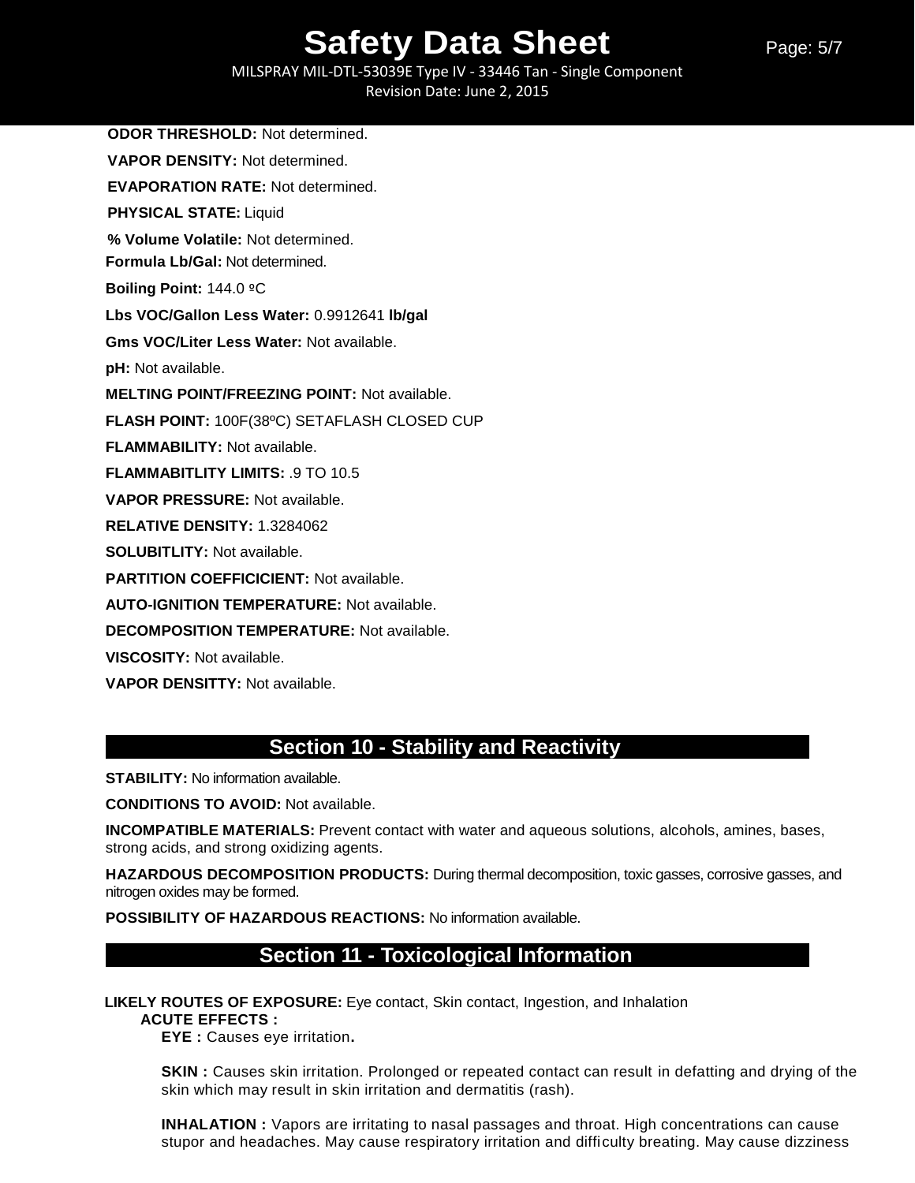**ODOR THRESHOLD:** Not determined.

**VAPOR DENSITY:** Not determined.

**EVAPORATION RATE:** Not determined.

**PHYSICAL STATE:** Liquid

**% Volume Volatile:** Not determined.

**Formula Lb/Gal:** Not determined.

**Boiling Point:** 144.0 ºC

**Lbs VOC/Gallon Less Water:** 0.9912641 **lb/gal**

**Gms VOC/Liter Less Water:** Not available.

**pH:** Not available.

**MELTING POINT/FREEZING POINT:** Not available.

**FLASH POINT:** 100F(38ºC) SETAFLASH CLOSED CUP

**FLAMMABILITY:** Not available.

**FLAMMABITLITY LIMITS:** .9 TO 10.5

**VAPOR PRESSURE:** Not available.

**RELATIVE DENSITY:** 1.3284062

**SOLUBITLITY:** Not available.

**PARTITION COEFFICICIENT:** Not available.

**AUTO-IGNITION TEMPERATURE:** Not available.

**DECOMPOSITION TEMPERATURE:** Not available.

**VISCOSITY:** Not available.

**VAPOR DENSITTY:** Not available.

## Section 10 - Stability and Reactivity

**STABILITY:** No information available.

**CONDITIONS TO AVOID:** Not available.

**INCOMPATIBLE MATERIALS:** Prevent contact with water and aqueous solutions, alcohols, amines, bases, strong acids, and strong oxidizing agents.

**HAZARDOUS DECOMPOSITION PRODUCTS:** During thermal decomposition, toxic gasses, corrosive gasses, and nitrogen oxides may be formed.

**POSSIBILITY OF HAZARDOUS REACTIONS:** No information available.

## Section 11 - Toxicological Information

**LIKELY ROUTES OF EXPOSURE:** Eye contact, Skin contact, Ingestion, and Inhalation

**ACUTE EFFECTS :**

**EYE :** Causes eye irritation.

**SKIN :** Causes skin irritation. Prolonged or repeated contact can result in defatting and drying of the skin which may result in skin irritation and dermatitis (rash).

**INHALATION :** Vapors are irritating to nasal passages and throat. High concentrations can cause stupor and headaches. May cause respiratory irritation and difficulty breating. May cause dizziness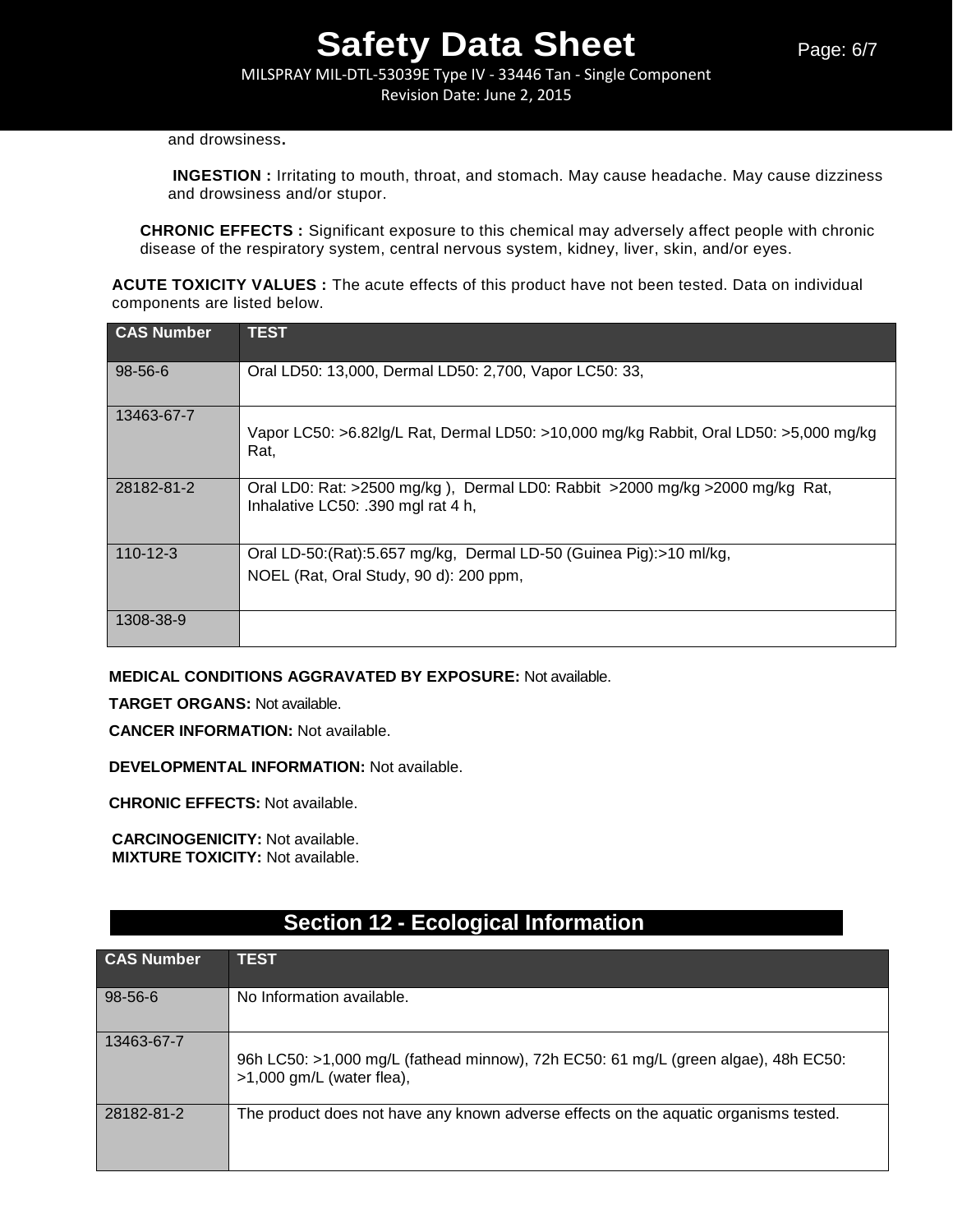and drowsiness.

**INGESTION :** Irritating to mouth, throat, and stomach. May cause headache. May cause dizziness and drowsiness and/or stupor.

**CHRONIC EFFECTS :** Significant exposure to this chemical may adversely affect people with chronic disease of the respiratory system, central nervous system, kidney, liver, skin, and/or eyes.

**ACUTE TOXICITY VALUES :** The acute effects of this product have not been tested. Data on individual components are listed below.

| CAS Number | TEST |
|---|---|
| 98-56-6 | Oral LD50: 13,000, Dermal LD50: 2,700, Vapor LC50: 33, |
| 13463-67-7 | Vapor LC50: >6.82lg/L Rat, Dermal LD50: >10,000 mg/kg Rabbit, Oral LD50: >5,000 mg/kg Rat, |
| 28182-81-2 | Oral LD0: Rat: >2500 mg/kg ), Dermal LD0: Rabbit >2000 mg/kg >2000 mg/kg Rat, Inhalative LC50: .390 mgl rat 4 h, |
| 110-12-3 | Oral LD-50:(Rat):5.657 mg/kg, Dermal LD-50 (Guinea Pig):>10 ml/kg, NOEL (Rat, Oral Study, 90 d): 200 ppm, |
| 1308-38-9 | |

**MEDICAL CONDITIONS AGGRAVATED BY EXPOSURE:** Not available.

**TARGET ORGANS:** Not available.

**CANCER INFORMATION:** Not available.

**DEVELOPMENTAL INFORMATION:** Not available.

**CHRONIC EFFECTS:** Not available.

**CARCINOGENICITY:** Not available.
**MIXTURE TOXICITY:** Not available.

## Section 12 - Ecological Information

| CAS Number | TEST |
|---|---|
| 98-56-6 | No Information available. |
| 13463-67-7 | 96h LC50: >1,000 mg/L (fathead minnow), 72h EC50: 61 mg/L (green algae), 48h EC50: >1,000 gm/L (water flea), |
| 28182-81-2 | The product does not have any known adverse effects on the aquatic organisms tested. |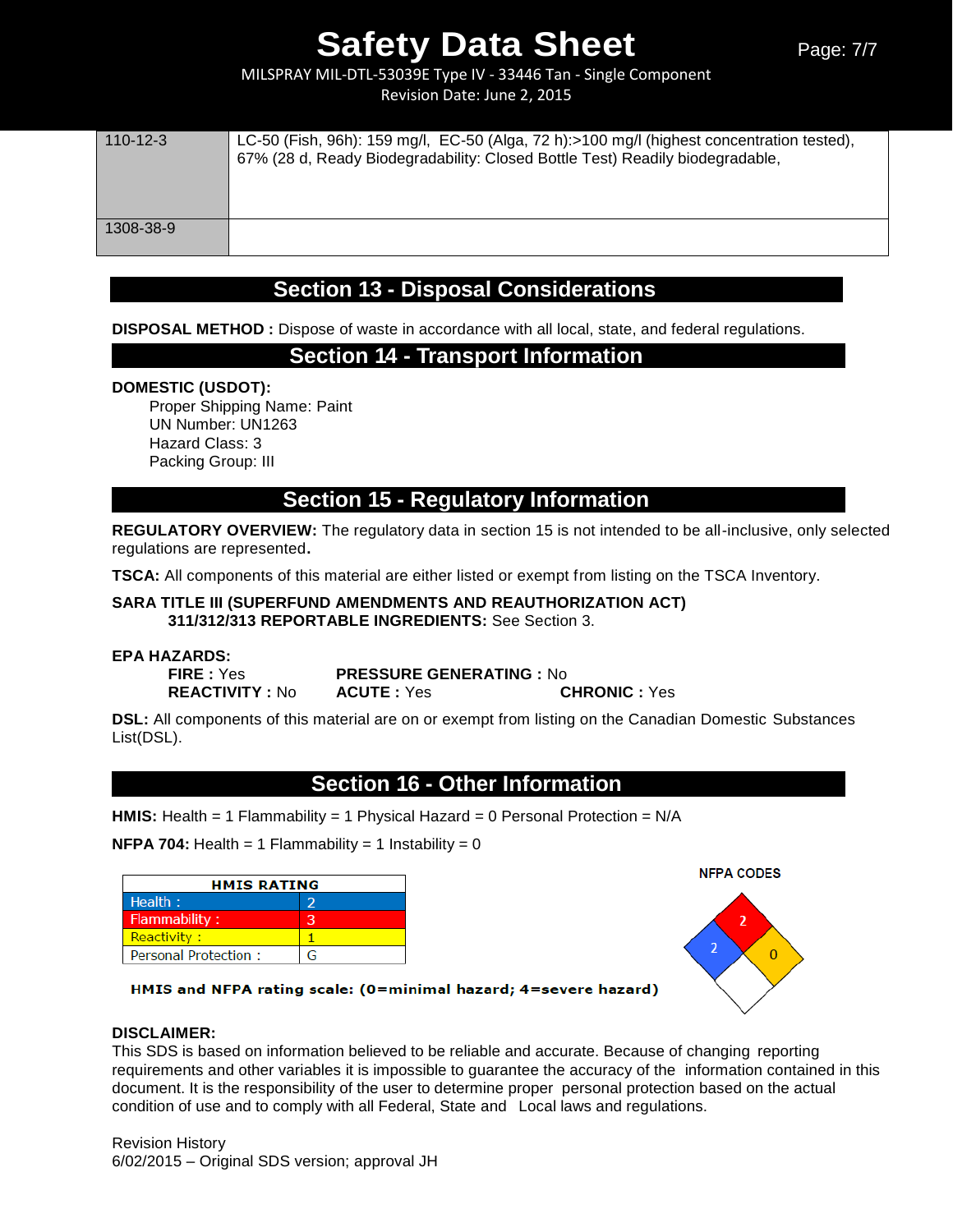| | |
|---|---|
| 110-12-3 | LC-50 (Fish, 96h): 159 mg/l, EC-50 (Alga, 72 h):>100 mg/l (highest concentration tested), 67% (28 d, Ready Biodegradability: Closed Bottle Test) Readily biodegradable, |
| 1308-38-9 | |

## Section 13 - Disposal Considerations

**DISPOSAL METHOD :** Dispose of waste in accordance with all local, state, and federal regulations.

## Section 14 - Transport Information

**DOMESTIC (USDOT):**

Proper Shipping Name: Paint
UN Number: UN1263
Hazard Class: 3
Packing Group: III

## Section 15 - Regulatory Information

**REGULATORY OVERVIEW:** The regulatory data in section 15 is not intended to be all-inclusive, only selected regulations are represented**.**

**TSCA:** All components of this material are either listed or exempt from listing on the TSCA Inventory.

**SARA TITLE III (SUPERFUND AMENDMENTS AND REAUTHORIZATION ACT)**
**311/312/313 REPORTABLE INGREDIENTS:** See Section 3.

**EPA HAZARDS:**

**FIRE :** Yes **PRESSURE GENERATING :** No
**REACTIVITY :** No **ACUTE :** Yes **CHRONIC :** Yes

**DSL:** All components of this material are on or exempt from listing on the Canadian Domestic Substances List(DSL).

## Section 16 - Other Information

**HMIS:** Health = 1 Flammability = 1 Physical Hazard = 0 Personal Protection = N/A

**NFPA 704:** Health = 1 Flammability = 1 Instability = 0

| HMIS RATING | |
|---|---|
| Health : | 2 |
| Flammability : | 3 |
| Reactivity : | 1 |
| Personal Protection : | G |

NFPA CODES
2
2
0

**HMIS and NFPA rating scale: (0=minimal hazard; 4=severe hazard)**

**DISCLAIMER:**
This SDS is based on information believed to be reliable and accurate. Because of changing reporting requirements and other variables it is impossible to guarantee the accuracy of the information contained in this document. It is the responsibility of the user to determine proper personal protection based on the actual condition of use and to comply with all Federal, State and Local laws and regulations.

Revision History
6/02/2015 – Original SDS version; approval JH